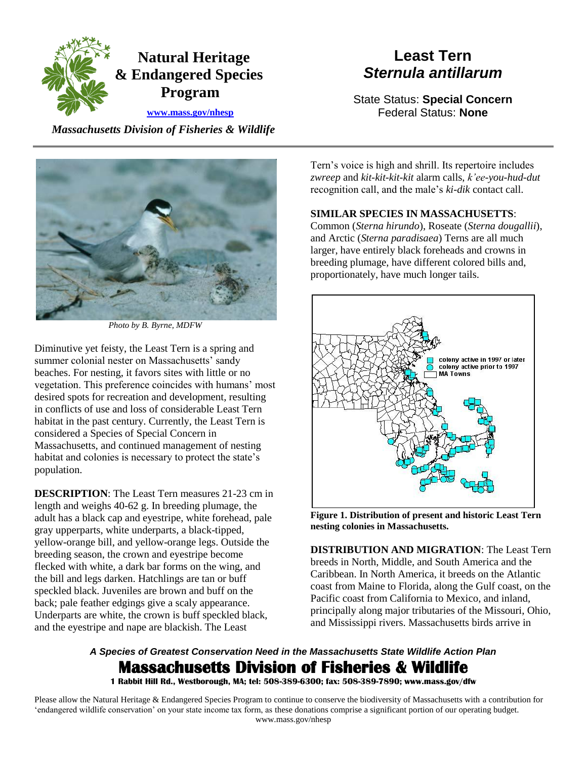# Natural Heritage & Endangered Species Program

[www.mass.gov/nhesp](http://www.mass.gov/nhesp)

*Massachusetts Division of Fisheries & Wildlife*

# Least Tern
## *Sternula antillarum*

State Status: **Special Concern**
Federal Status: **None**

*Photo by B. Byrne, MDFW*

Diminutive yet feisty, the Least Tern is a spring and summer colonial nester on Massachusetts' sandy beaches. For nesting, it favors sites with little or no vegetation. This preference coincides with humans' most desired spots for recreation and development, resulting in conflicts of use and loss of considerable Least Tern habitat in the past century. Currently, the Least Tern is considered a Species of Special Concern in Massachusetts, and continued management of nesting habitat and colonies is necessary to protect the state's population.

**DESCRIPTION**: The Least Tern measures 21-23 cm in length and weighs 40-62 g. In breeding plumage, the adult has a black cap and eyestripe, white forehead, pale gray upperparts, white underparts, a black-tipped, yellow-orange bill, and yellow-orange legs. Outside the breeding season, the crown and eyestripe become flecked with white, a dark bar forms on the wing, and the bill and legs darken. Hatchlings are tan or buff speckled black. Juveniles are brown and buff on the back; pale feather edgings give a scaly appearance. Underparts are white, the crown is buff speckled black, and the eyestripe and nape are blackish. The Least Tern's voice is high and shrill. Its repertoire includes *zwreep* and *kit-kit-kit-kit* alarm calls, *k'ee-you-hud-dut* recognition call, and the male's *ki-dik* contact call.

**SIMILAR SPECIES IN MASSACHUSETTS**: Common (*Sterna hirundo*), Roseate (*Sterna dougallii*), and Arctic (*Sterna paradisaea*) Terns are all much larger, have entirely black foreheads and crowns in breeding plumage, have different colored bills and, proportionately, have much longer tails.

**Figure 1. Distribution of present and historic Least Tern nesting colonies in Massachusetts.**

**DISTRIBUTION AND MIGRATION**: The Least Tern breeds in North, Middle, and South America and the Caribbean. In North America, it breeds on the Atlantic coast from Maine to Florida, along the Gulf coast, on the Pacific coast from California to Mexico, and inland, principally along major tributaries of the Missouri, Ohio, and Mississippi rivers. Massachusetts birds arrive in

*A Species of Greatest Conservation Need in the Massachusetts State Wildlife Action Plan*

**Massachusetts Division of Fisheries & Wildlife**
**1 Rabbit Hill Rd., Westborough, MA; tel: 508-389-6300; fax: 508-389-7890; www.mass.gov/dfw**

Please allow the Natural Heritage & Endangered Species Program to continue to conserve the biodiversity of Massachusetts with a contribution for 'endangered wildlife conservation' on your state income tax form, as these donations comprise a significant portion of our operating budget.
www.mass.gov/nhesp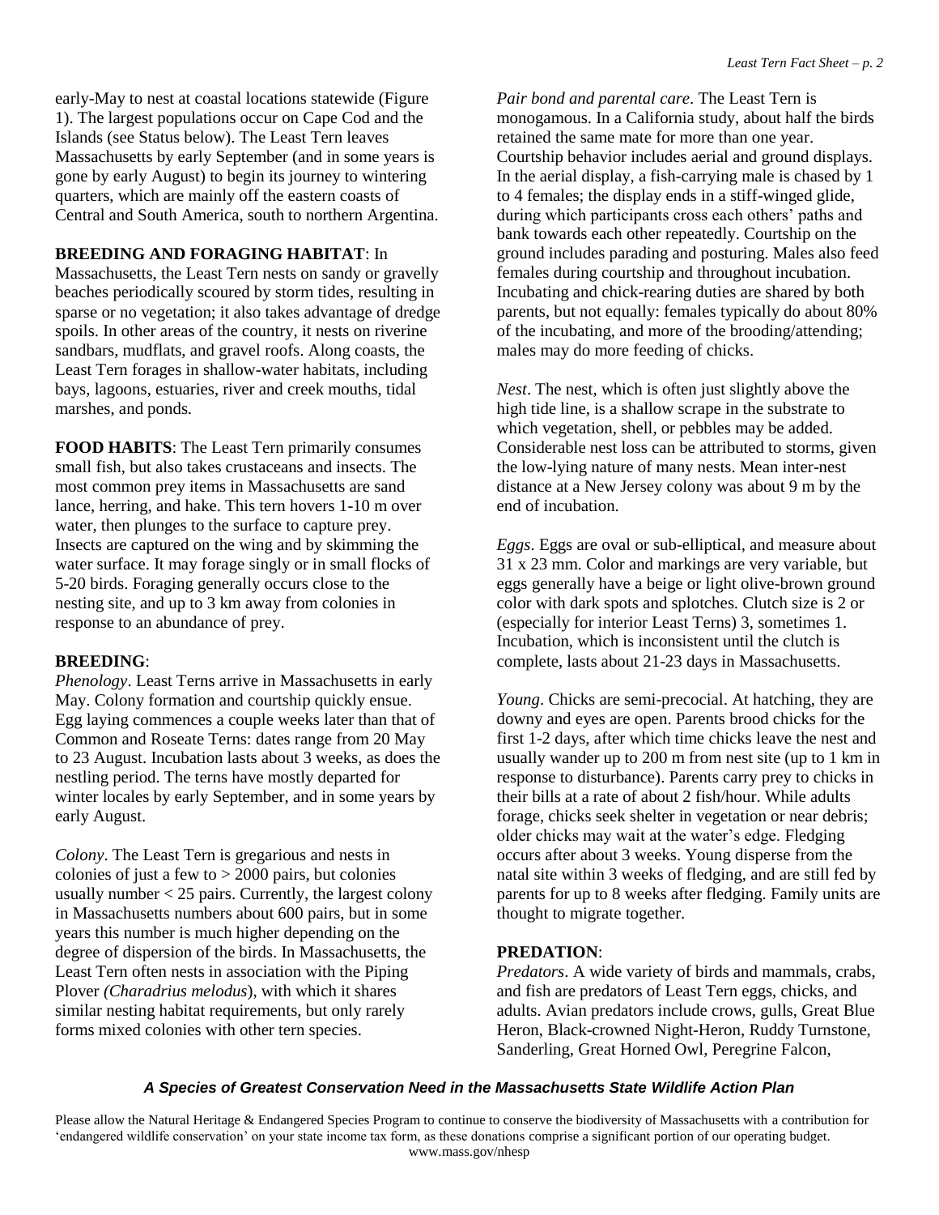early-May to nest at coastal locations statewide (Figure 1). The largest populations occur on Cape Cod and the Islands (see Status below). The Least Tern leaves Massachusetts by early September (and in some years is gone by early August) to begin its journey to wintering quarters, which are mainly off the eastern coasts of Central and South America, south to northern Argentina.

**BREEDING AND FORAGING HABITAT**: In Massachusetts, the Least Tern nests on sandy or gravelly beaches periodically scoured by storm tides, resulting in sparse or no vegetation; it also takes advantage of dredge spoils. In other areas of the country, it nests on riverine sandbars, mudflats, and gravel roofs. Along coasts, the Least Tern forages in shallow-water habitats, including bays, lagoons, estuaries, river and creek mouths, tidal marshes, and ponds.

**FOOD HABITS**: The Least Tern primarily consumes small fish, but also takes crustaceans and insects. The most common prey items in Massachusetts are sand lance, herring, and hake. This tern hovers 1-10 m over water, then plunges to the surface to capture prey. Insects are captured on the wing and by skimming the water surface. It may forage singly or in small flocks of 5-20 birds. Foraging generally occurs close to the nesting site, and up to 3 km away from colonies in response to an abundance of prey.

**BREEDING**:

*Phenology*. Least Terns arrive in Massachusetts in early May. Colony formation and courtship quickly ensue. Egg laying commences a couple weeks later than that of Common and Roseate Terns: dates range from 20 May to 23 August. Incubation lasts about 3 weeks, as does the nestling period. The terns have mostly departed for winter locales by early September, and in some years by early August.

*Colony*. The Least Tern is gregarious and nests in colonies of just a few to > 2000 pairs, but colonies usually number < 25 pairs. Currently, the largest colony in Massachusetts numbers about 600 pairs, but in some years this number is much higher depending on the degree of dispersion of the birds. In Massachusetts, the Least Tern often nests in association with the Piping Plover *(Charadrius melodus*), with which it shares similar nesting habitat requirements, but only rarely forms mixed colonies with other tern species.

*Pair bond and parental care*. The Least Tern is monogamous. In a California study, about half the birds retained the same mate for more than one year. Courtship behavior includes aerial and ground displays. In the aerial display, a fish-carrying male is chased by 1 to 4 females; the display ends in a stiff-winged glide, during which participants cross each others' paths and bank towards each other repeatedly. Courtship on the ground includes parading and posturing. Males also feed females during courtship and throughout incubation. Incubating and chick-rearing duties are shared by both parents, but not equally: females typically do about 80% of the incubating, and more of the brooding/attending; males may do more feeding of chicks.

*Nest*. The nest, which is often just slightly above the high tide line, is a shallow scrape in the substrate to which vegetation, shell, or pebbles may be added. Considerable nest loss can be attributed to storms, given the low-lying nature of many nests. Mean inter-nest distance at a New Jersey colony was about 9 m by the end of incubation.

*Eggs*. Eggs are oval or sub-elliptical, and measure about 31 x 23 mm. Color and markings are very variable, but eggs generally have a beige or light olive-brown ground color with dark spots and splotches. Clutch size is 2 or (especially for interior Least Terns) 3, sometimes 1. Incubation, which is inconsistent until the clutch is complete, lasts about 21-23 days in Massachusetts.

*Young*. Chicks are semi-precocial. At hatching, they are downy and eyes are open. Parents brood chicks for the first 1-2 days, after which time chicks leave the nest and usually wander up to 200 m from nest site (up to 1 km in response to disturbance). Parents carry prey to chicks in their bills at a rate of about 2 fish/hour. While adults forage, chicks seek shelter in vegetation or near debris; older chicks may wait at the water's edge. Fledging occurs after about 3 weeks. Young disperse from the natal site within 3 weeks of fledging, and are still fed by parents for up to 8 weeks after fledging. Family units are thought to migrate together.

**PREDATION**:

*Predators*. A wide variety of birds and mammals, crabs, and fish are predators of Least Tern eggs, chicks, and adults. Avian predators include crows, gulls, Great Blue Heron, Black-crowned Night-Heron, Ruddy Turnstone, Sanderling, Great Horned Owl, Peregrine Falcon,

***A Species of Greatest Conservation Need in the Massachusetts State Wildlife Action Plan***

Please allow the Natural Heritage & Endangered Species Program to continue to conserve the biodiversity of Massachusetts with a contribution for 'endangered wildlife conservation' on your state income tax form, as these donations comprise a significant portion of our operating budget. www.mass.gov/nhesp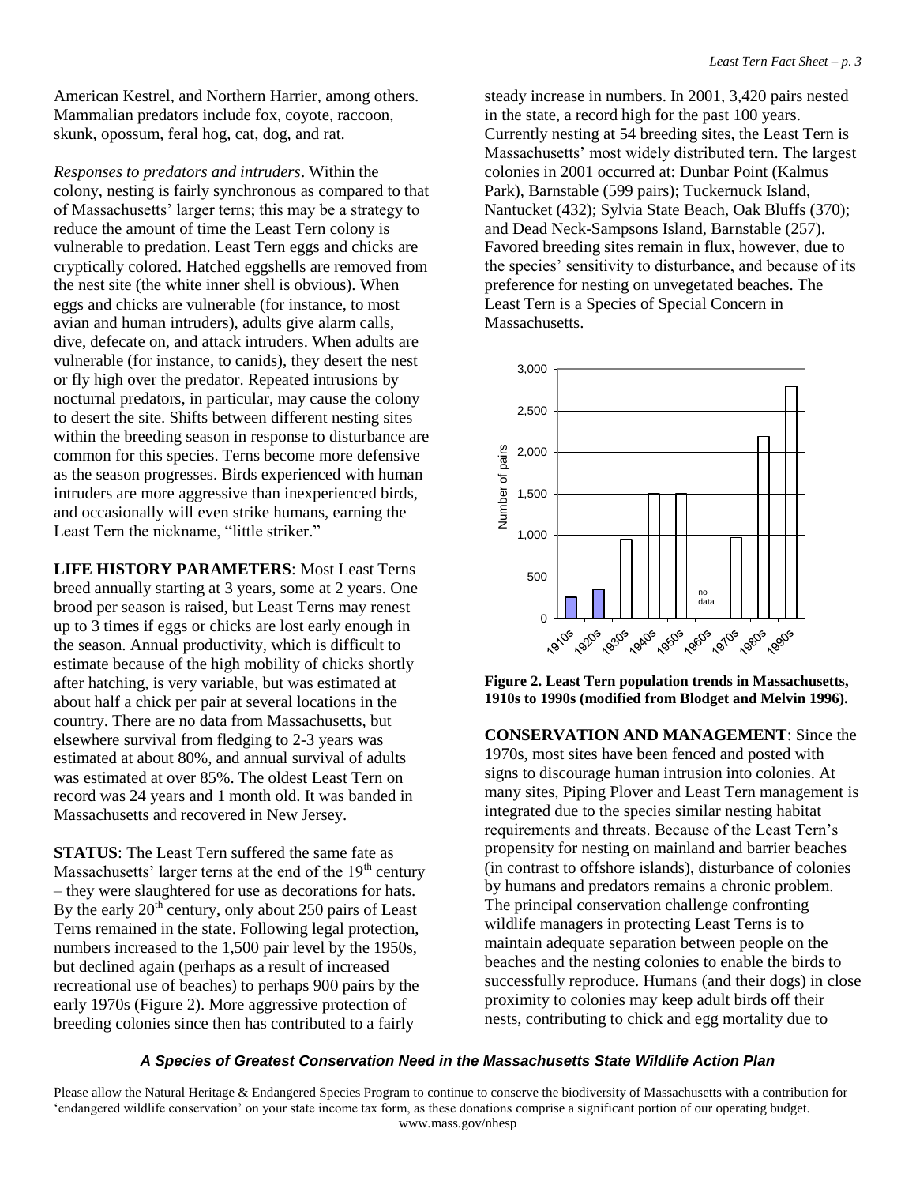American Kestrel, and Northern Harrier, among others. Mammalian predators include fox, coyote, raccoon, skunk, opossum, feral hog, cat, dog, and rat.

*Responses to predators and intruders*. Within the colony, nesting is fairly synchronous as compared to that of Massachusetts' larger terns; this may be a strategy to reduce the amount of time the Least Tern colony is vulnerable to predation. Least Tern eggs and chicks are cryptically colored. Hatched eggshells are removed from the nest site (the white inner shell is obvious). When eggs and chicks are vulnerable (for instance, to most avian and human intruders), adults give alarm calls, dive, defecate on, and attack intruders. When adults are vulnerable (for instance, to canids), they desert the nest or fly high over the predator. Repeated intrusions by nocturnal predators, in particular, may cause the colony to desert the site. Shifts between different nesting sites within the breeding season in response to disturbance are common for this species. Terns become more defensive as the season progresses. Birds experienced with human intruders are more aggressive than inexperienced birds, and occasionally will even strike humans, earning the Least Tern the nickname, "little striker."

**LIFE HISTORY PARAMETERS**: Most Least Terns breed annually starting at 3 years, some at 2 years. One brood per season is raised, but Least Terns may renest up to 3 times if eggs or chicks are lost early enough in the season. Annual productivity, which is difficult to estimate because of the high mobility of chicks shortly after hatching, is very variable, but was estimated at about half a chick per pair at several locations in the country. There are no data from Massachusetts, but elsewhere survival from fledging to 2-3 years was estimated at about 80%, and annual survival of adults was estimated at over 85%. The oldest Least Tern on record was 24 years and 1 month old. It was banded in Massachusetts and recovered in New Jersey.

**STATUS**: The Least Tern suffered the same fate as Massachusetts' larger terns at the end of the 19th century – they were slaughtered for use as decorations for hats. By the early 20th century, only about 250 pairs of Least Terns remained in the state. Following legal protection, numbers increased to the 1,500 pair level by the 1950s, but declined again (perhaps as a result of increased recreational use of beaches) to perhaps 900 pairs by the early 1970s (Figure 2). More aggressive protection of breeding colonies since then has contributed to a fairly steady increase in numbers. In 2001, 3,420 pairs nested in the state, a record high for the past 100 years. Currently nesting at 54 breeding sites, the Least Tern is Massachusetts' most widely distributed tern. The largest colonies in 2001 occurred at: Dunbar Point (Kalmus Park), Barnstable (599 pairs); Tuckernuck Island, Nantucket (432); Sylvia State Beach, Oak Bluffs (370); and Dead Neck-Sampsons Island, Barnstable (257). Favored breeding sites remain in flux, however, due to the species' sensitivity to disturbance, and because of its preference for nesting on unvegetated beaches. The Least Tern is a Species of Special Concern in Massachusetts.

**Figure 2. Least Tern population trends in Massachusetts, 1910s to 1990s (modified from Blodget and Melvin 1996).**

**CONSERVATION AND MANAGEMENT**: Since the 1970s, most sites have been fenced and posted with signs to discourage human intrusion into colonies. At many sites, Piping Plover and Least Tern management is integrated due to the species similar nesting habitat requirements and threats. Because of the Least Tern's propensity for nesting on mainland and barrier beaches (in contrast to offshore islands), disturbance of colonies by humans and predators remains a chronic problem. The principal conservation challenge confronting wildlife managers in protecting Least Terns is to maintain adequate separation between people on the beaches and the nesting colonies to enable the birds to successfully reproduce. Humans (and their dogs) in close proximity to colonies may keep adult birds off their nests, contributing to chick and egg mortality due to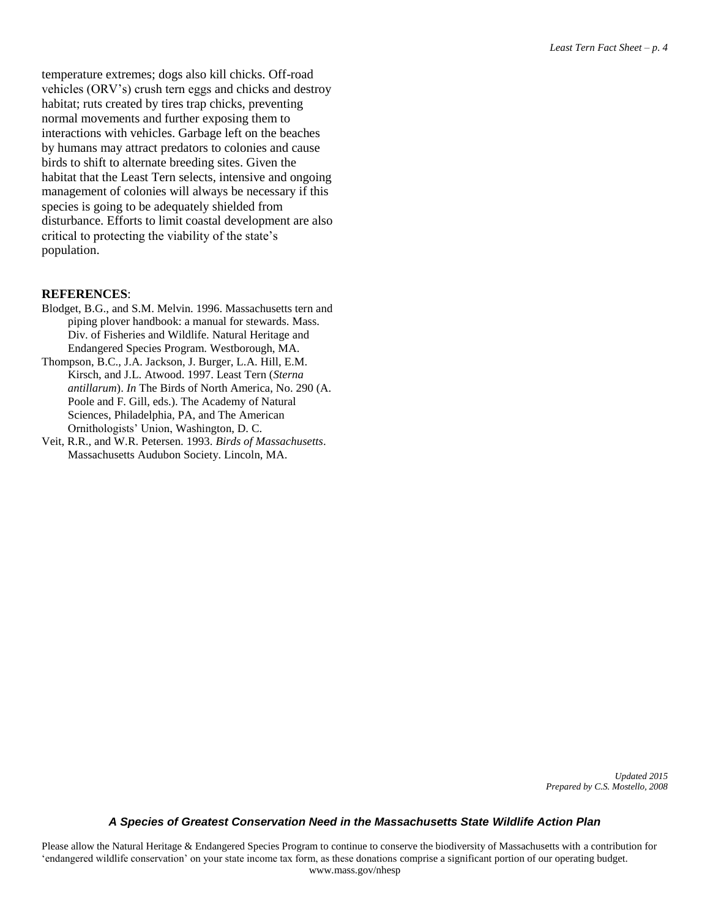temperature extremes; dogs also kill chicks. Off-road vehicles (ORV's) crush tern eggs and chicks and destroy habitat; ruts created by tires trap chicks, preventing normal movements and further exposing them to interactions with vehicles. Garbage left on the beaches by humans may attract predators to colonies and cause birds to shift to alternate breeding sites. Given the habitat that the Least Tern selects, intensive and ongoing management of colonies will always be necessary if this species is going to be adequately shielded from disturbance. Efforts to limit coastal development are also critical to protecting the viability of the state's population.

**REFERENCES**:

Blodget, B.G., and S.M. Melvin. 1996. Massachusetts tern and piping plover handbook: a manual for stewards. Mass. Div. of Fisheries and Wildlife. Natural Heritage and Endangered Species Program. Westborough, MA.

Thompson, B.C., J.A. Jackson, J. Burger, L.A. Hill, E.M. Kirsch, and J.L. Atwood. 1997. Least Tern (*Sterna antillarum*). *In* The Birds of North America, No. 290 (A. Poole and F. Gill, eds.). The Academy of Natural Sciences, Philadelphia, PA, and The American Ornithologists' Union, Washington, D. C.

Veit, R.R., and W.R. Petersen. 1993. *Birds of Massachusetts*. Massachusetts Audubon Society. Lincoln, MA.

*Updated 2015*
*Prepared by C.S. Mostello, 2008*

***A Species of Greatest Conservation Need in the Massachusetts State Wildlife Action Plan***

Please allow the Natural Heritage & Endangered Species Program to continue to conserve the biodiversity of Massachusetts with a contribution for 'endangered wildlife conservation' on your state income tax form, as these donations comprise a significant portion of our operating budget.
www.mass.gov/nhesp